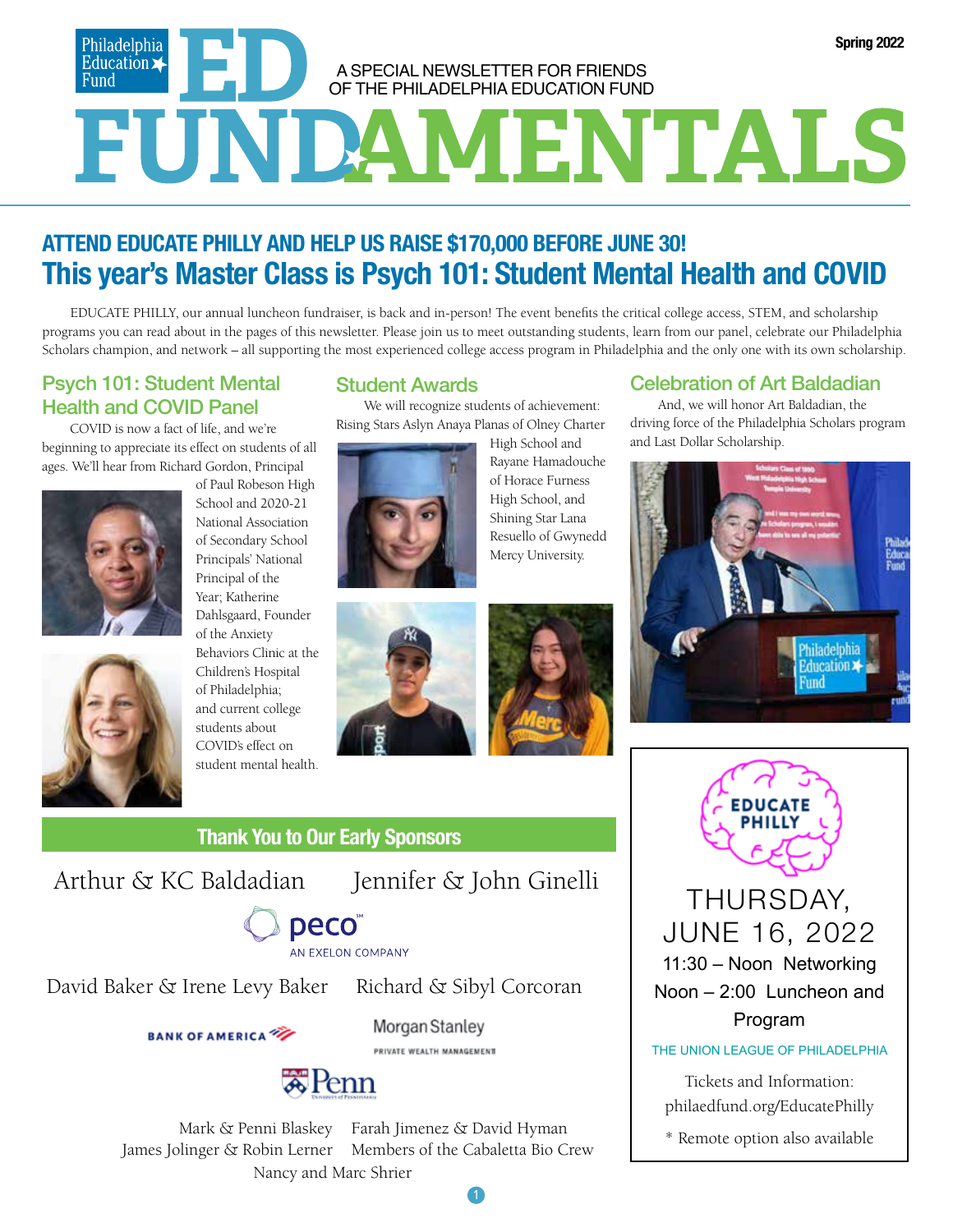Philadelphia Education Fund

# ED FUNDAMENTALS

A SPECIAL NEWSLETTER FOR FRIENDS OF THE PHILADELPHIA EDUCATION FUND

Spring 2022

## ATTEND EDUCATE PHILLY AND HELP US RAISE $170,000 BEFORE JUNE 30!

## This year's Master Class is Psych 101: Student Mental Health and COVID

EDUCATE PHILLY, our annual luncheon fundraiser, is back and in-person! The event benefits the critical college access, STEM, and scholarship programs you can read about in the pages of this newsletter. Please join us to meet outstanding students, learn from our panel, celebrate our Philadelphia Scholars champion, and network – all supporting the most experienced college access program in Philadelphia and the only one with its own scholarship.

### Psych 101: Student Mental Health and COVID Panel

COVID is now a fact of life, and we're beginning to appreciate its effect on students of all ages. We'll hear from Richard Gordon, Principal of Paul Robeson High School and 2020-21 National Association of Secondary School Principals' National Principal of the Year; Katherine Dahlsgaard, Founder of the Anxiety Behaviors Clinic at the Children's Hospital of Philadelphia; and current college students about COVID's effect on student mental health.

### Student Awards

We will recognize students of achievement: Rising Stars Aslyn Anaya Planas of Olney Charter High School and Rayane Hamadouche of Horace Furness High School, and Shining Star Lana Resuello of Gwynedd Mercy University.

### Celebration of Art Baldadian

And, we will honor Art Baldadian, the driving force of the Philadelphia Scholars program and Last Dollar Scholarship.

### Thank You to Our Early Sponsors

Arthur & KC Baldadian

Jennifer & John Ginelli

PECO – An Exelon Company

David Baker & Irene Levy Baker

Richard & Sibyl Corcoran

Bank of America

Morgan Stanley Private Wealth Management

Penn – University of Pennsylvania

Mark & Penni Blaskey

Farah Jimenez & David Hyman

James Jolinger & Robin Lerner

Members of the Cabaletta Bio Crew

Nancy and Marc Shrier

### EDUCATE PHILLY

THURSDAY, JUNE 16, 2022

11:30 – Noon Networking

Noon – 2:00 Luncheon and Program

THE UNION LEAGUE OF PHILADELPHIA

Tickets and Information: philaedfund.org/EducatePhilly

* Remote option also available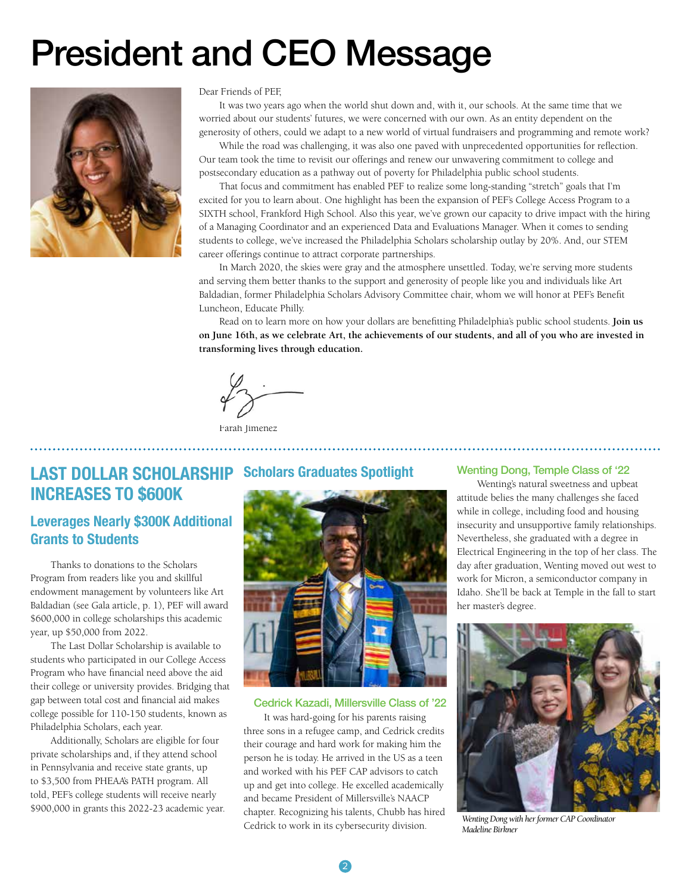# President and CEO Message

Dear Friends of PEF,

It was two years ago when the world shut down and, with it, our schools. At the same time that we worried about our students' futures, we were concerned with our own. As an entity dependent on the generosity of others, could we adapt to a new world of virtual fundraisers and programming and remote work?

While the road was challenging, it was also one paved with unprecedented opportunities for reflection. Our team took the time to revisit our offerings and renew our unwavering commitment to college and postsecondary education as a pathway out of poverty for Philadelphia public school students.

That focus and commitment has enabled PEF to realize some long-standing "stretch" goals that I'm excited for you to learn about. One highlight has been the expansion of PEF's College Access Program to a SIXTH school, Frankford High School. Also this year, we've grown our capacity to drive impact with the hiring of a Managing Coordinator and an experienced Data and Evaluations Manager. When it comes to sending students to college, we've increased the Philadelphia Scholars scholarship outlay by 20%. And, our STEM career offerings continue to attract corporate partnerships.

In March 2020, the skies were gray and the atmosphere unsettled. Today, we're serving more students and serving them better thanks to the support and generosity of people like you and individuals like Art Baldadian, former Philadelphia Scholars Advisory Committee chair, whom we will honor at PEF's Benefit Luncheon, Educate Philly.

Read on to learn more on how your dollars are benefitting Philadelphia's public school students. **Join us on June 16th, as we celebrate Art, the achievements of our students, and all of you who are invested in transforming lives through education.**

Farah Jimenez

## LAST DOLLAR SCHOLARSHIP INCREASES TO $600K

### Leverages Nearly $300K Additional Grants to Students

Thanks to donations to the Scholars Program from readers like you and skillful endowment management by volunteers like Art Baldadian (see Gala article, p. 1), PEF will award $600,000 in college scholarships this academic year, up $50,000 from 2022.

The Last Dollar Scholarship is available to students who participated in our College Access Program who have financial need above the aid their college or university provides. Bridging that gap between total cost and financial aid makes college possible for 110-150 students, known as Philadelphia Scholars, each year.

Additionally, Scholars are eligible for four private scholarships and, if they attend school in Pennsylvania and receive state grants, up to $3,500 from PHEAA's PATH program. All told, PEF's college students will receive nearly $900,000 in grants this 2022-23 academic year.

## Scholars Graduates Spotlight

### Cedrick Kazadi, Millersville Class of '22

It was hard-going for his parents raising three sons in a refugee camp, and Cedrick credits their courage and hard work for making him the person he is today. He arrived in the US as a teen and worked with his PEF CAP advisors to catch up and get into college. He excelled academically and became President of Millersville's NAACP chapter. Recognizing his talents, Chubb has hired Cedrick to work in its cybersecurity division.

### Wenting Dong, Temple Class of '22

Wenting's natural sweetness and upbeat attitude belies the many challenges she faced while in college, including food and housing insecurity and unsupportive family relationships. Nevertheless, she graduated with a degree in Electrical Engineering in the top of her class. The day after graduation, Wenting moved out west to work for Micron, a semiconductor company in Idaho. She'll be back at Temple in the fall to start her master's degree.

*Wenting Dong with her former CAP Coordinator Madeline Birkner*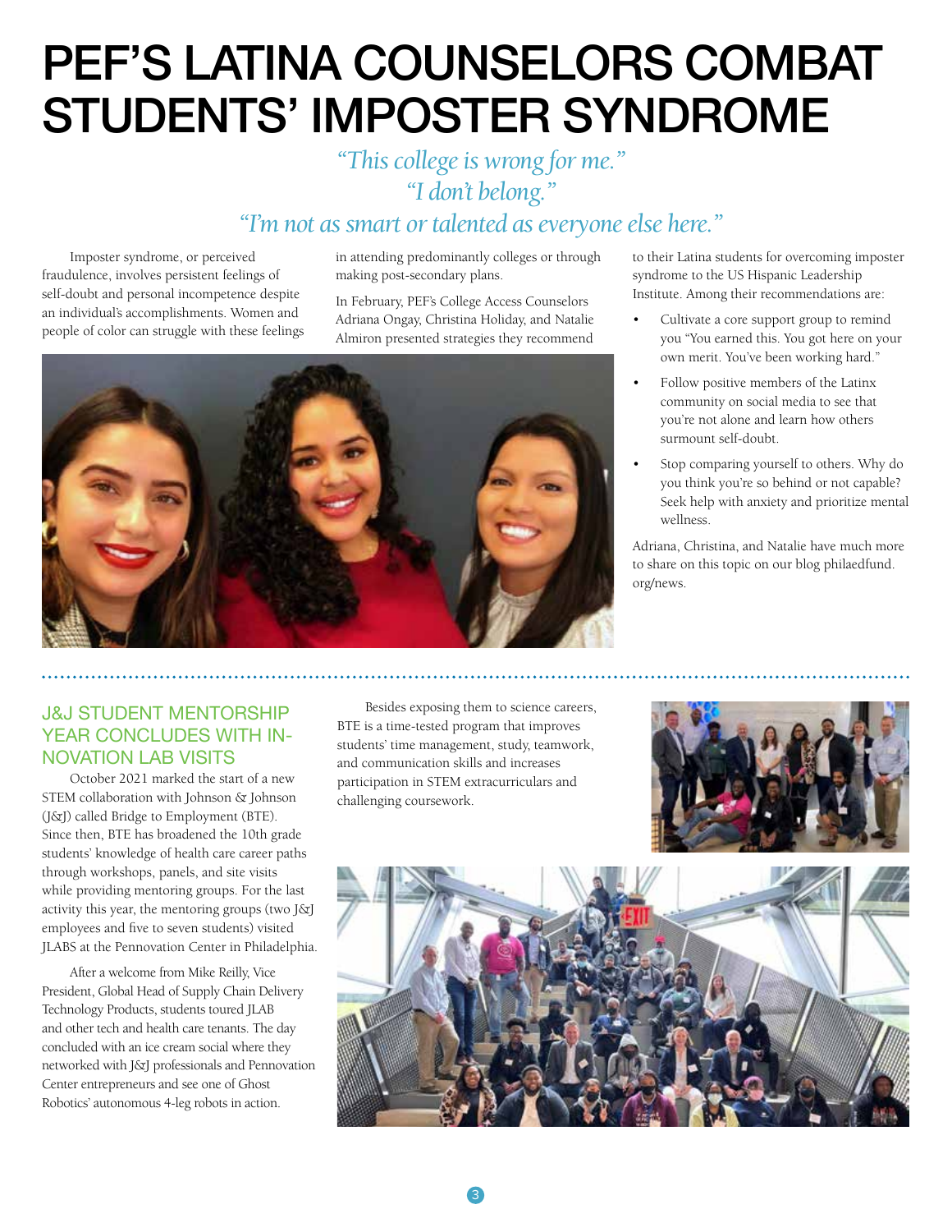# PEF'S LATINA COUNSELORS COMBAT STUDENTS' IMPOSTER SYNDROME

*"This college is wrong for me."*
*"I don't belong."*
*"I'm not as smart or talented as everyone else here."*

Imposter syndrome, or perceived fraudulence, involves persistent feelings of self-doubt and personal incompetence despite an individual's accomplishments. Women and people of color can struggle with these feelings in attending predominantly colleges or through making post-secondary plans.

In February, PEF's College Access Counselors Adriana Ongay, Christina Holiday, and Natalie Almiron presented strategies they recommend to their Latina students for overcoming imposter syndrome to the US Hispanic Leadership Institute. Among their recommendations are:

- Cultivate a core support group to remind you "You earned this. You got here on your own merit. You've been working hard."
- Follow positive members of the Latinx community on social media to see that you're not alone and learn how others surmount self-doubt.
- Stop comparing yourself to others. Why do you think you're so behind or not capable? Seek help with anxiety and prioritize mental wellness.

Adriana, Christina, and Natalie have much more to share on this topic on our blog philaedfund.org/news.

## J&J STUDENT MENTORSHIP YEAR CONCLUDES WITH INNOVATION LAB VISITS

October 2021 marked the start of a new STEM collaboration with Johnson & Johnson (J&J) called Bridge to Employment (BTE). Since then, BTE has broadened the 10th grade students' knowledge of health care career paths through workshops, panels, and site visits while providing mentoring groups. For the last activity this year, the mentoring groups (two J&J employees and five to seven students) visited JLABS at the Pennovation Center in Philadelphia.

After a welcome from Mike Reilly, Vice President, Global Head of Supply Chain Delivery Technology Products, students toured JLAB and other tech and health care tenants. The day concluded with an ice cream social where they networked with J&J professionals and Pennovation Center entrepreneurs and see one of Ghost Robotics' autonomous 4-leg robots in action.

Besides exposing them to science careers, BTE is a time-tested program that improves students' time management, study, teamwork, and communication skills and increases participation in STEM extracurriculars and challenging coursework.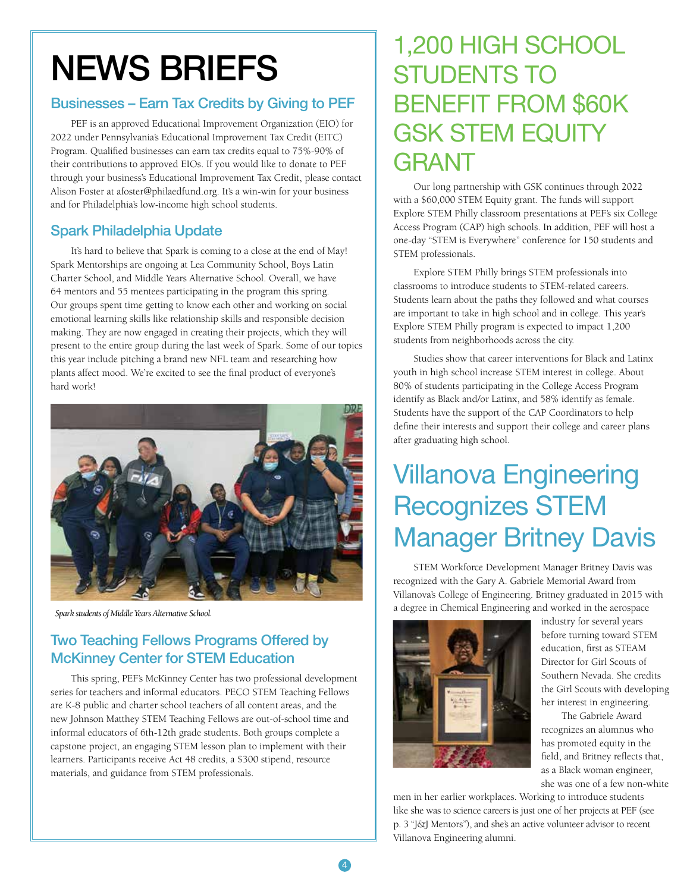# NEWS BRIEFS

## Businesses – Earn Tax Credits by Giving to PEF

PEF is an approved Educational Improvement Organization (EIO) for 2022 under Pennsylvania's Educational Improvement Tax Credit (EITC) Program. Qualified businesses can earn tax credits equal to 75%-90% of their contributions to approved EIOs. If you would like to donate to PEF through your business's Educational Improvement Tax Credit, please contact Alison Foster at afoster@philaedfund.org. It's a win-win for your business and for Philadelphia's low-income high school students.

## Spark Philadelphia Update

It's hard to believe that Spark is coming to a close at the end of May! Spark Mentorships are ongoing at Lea Community School, Boys Latin Charter School, and Middle Years Alternative School. Overall, we have 64 mentors and 55 mentees participating in the program this spring. Our groups spent time getting to know each other and working on social emotional learning skills like relationship skills and responsible decision making. They are now engaged in creating their projects, which they will present to the entire group during the last week of Spark. Some of our topics this year include pitching a brand new NFL team and researching how plants affect mood. We're excited to see the final product of everyone's hard work!

*Spark students of Middle Years Alternative School.*

## Two Teaching Fellows Programs Offered by McKinney Center for STEM Education

This spring, PEF's McKinney Center has two professional development series for teachers and informal educators. PECO STEM Teaching Fellows are K-8 public and charter school teachers of all content areas, and the new Johnson Matthey STEM Teaching Fellows are out-of-school time and informal educators of 6th-12th grade students. Both groups complete a capstone project, an engaging STEM lesson plan to implement with their learners. Participants receive Act 48 credits, a $300 stipend, resource materials, and guidance from STEM professionals.

# 1,200 HIGH SCHOOL STUDENTS TO BENEFIT FROM $60K GSK STEM EQUITY GRANT

Our long partnership with GSK continues through 2022 with a $60,000 STEM Equity grant. The funds will support Explore STEM Philly classroom presentations at PEF's six College Access Program (CAP) high schools. In addition, PEF will host a one-day "STEM is Everywhere" conference for 150 students and STEM professionals.

Explore STEM Philly brings STEM professionals into classrooms to introduce students to STEM-related careers. Students learn about the paths they followed and what courses are important to take in high school and in college. This year's Explore STEM Philly program is expected to impact 1,200 students from neighborhoods across the city.

Studies show that career interventions for Black and Latinx youth in high school increase STEM interest in college. About 80% of students participating in the College Access Program identify as Black and/or Latinx, and 58% identify as female. Students have the support of the CAP Coordinators to help define their interests and support their college and career plans after graduating high school.

# Villanova Engineering Recognizes STEM Manager Britney Davis

STEM Workforce Development Manager Britney Davis was recognized with the Gary A. Gabriele Memorial Award from Villanova's College of Engineering. Britney graduated in 2015 with a degree in Chemical Engineering and worked in the aerospace industry for several years before turning toward STEM education, first as STEAM Director for Girl Scouts of Southern Nevada. She credits the Girl Scouts with developing her interest in engineering.

The Gabriele Award recognizes an alumnus who has promoted equity in the field, and Britney reflects that, as a Black woman engineer, she was one of a few non-white men in her earlier workplaces. Working to introduce students like she was to science careers is just one of her projects at PEF (see p. 3 "J&J Mentors"), and she's an active volunteer advisor to recent Villanova Engineering alumni.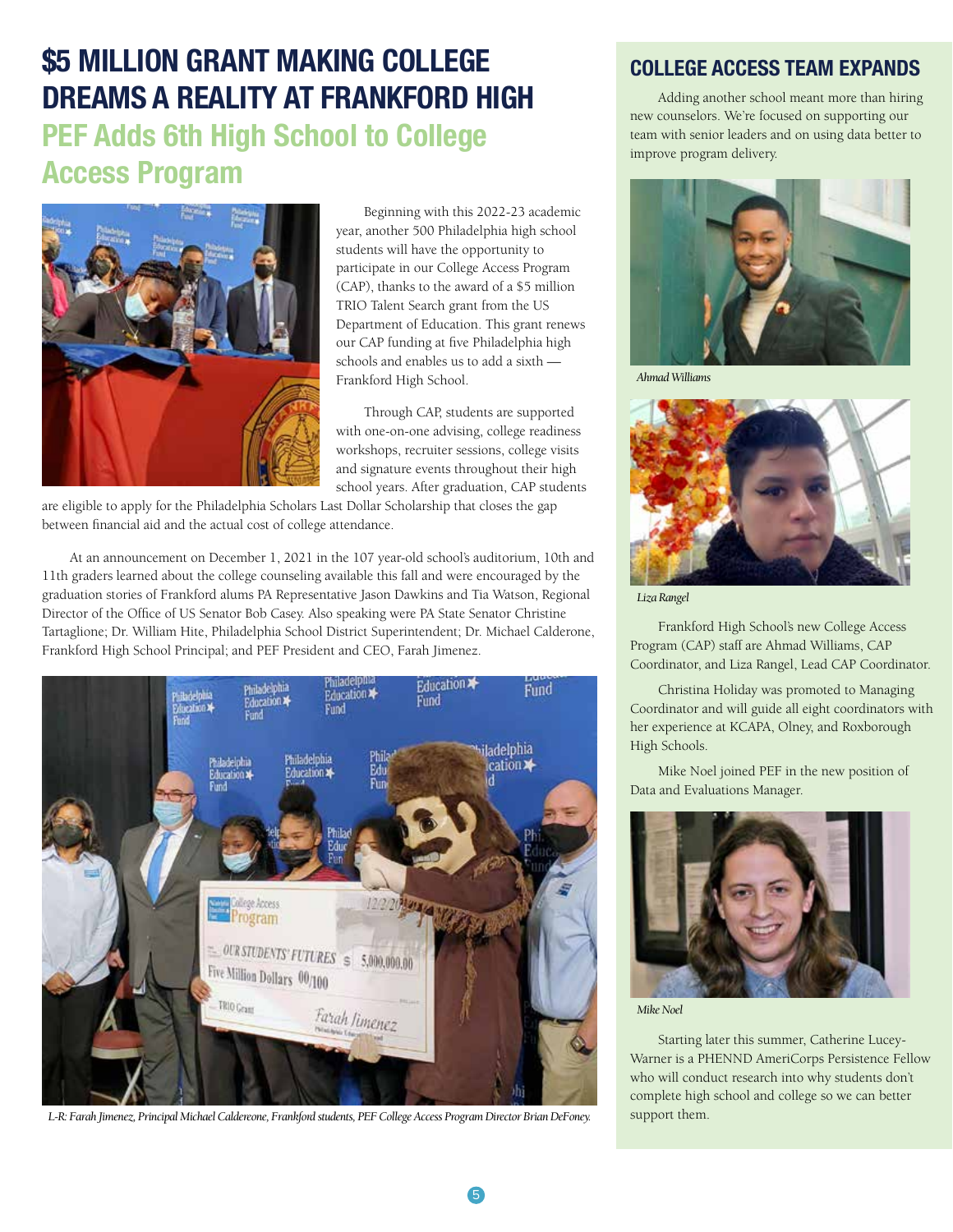# $5 MILLION GRANT MAKING COLLEGE DREAMS A REALITY AT FRANKFORD HIGH

## PEF Adds 6th High School to College Access Program

Beginning with this 2022-23 academic year, another 500 Philadelphia high school students will have the opportunity to participate in our College Access Program (CAP), thanks to the award of a $5 million TRIO Talent Search grant from the US Department of Education. This grant renews our CAP funding at five Philadelphia high schools and enables us to add a sixth — Frankford High School.

Through CAP, students are supported with one-on-one advising, college readiness workshops, recruiter sessions, college visits and signature events throughout their high school years. After graduation, CAP students are eligible to apply for the Philadelphia Scholars Last Dollar Scholarship that closes the gap between financial aid and the actual cost of college attendance.

At an announcement on December 1, 2021 in the 107 year-old school's auditorium, 10th and 11th graders learned about the college counseling available this fall and were encouraged by the graduation stories of Frankford alums PA Representative Jason Dawkins and Tia Watson, Regional Director of the Office of US Senator Bob Casey. Also speaking were PA State Senator Christine Tartaglione; Dr. William Hite, Philadelphia School District Superintendent; Dr. Michael Calderone, Frankford High School Principal; and PEF President and CEO, Farah Jimenez.

*L-R: Farah Jimenez, Principal Michael Caldereone, Frankford students, PEF College Access Program Director Brian DeFoney.*

## COLLEGE ACCESS TEAM EXPANDS

Adding another school meant more than hiring new counselors. We're focused on supporting our team with senior leaders and on using data better to improve program delivery.

*Ahmad Williams*

*Liza Rangel*

Frankford High School's new College Access Program (CAP) staff are Ahmad Williams, CAP Coordinator, and Liza Rangel, Lead CAP Coordinator.

Christina Holiday was promoted to Managing Coordinator and will guide all eight coordinators with her experience at KCAPA, Olney, and Roxborough High Schools.

Mike Noel joined PEF in the new position of Data and Evaluations Manager.

*Mike Noel*

Starting later this summer, Catherine Lucey-Warner is a PHENND AmeriCorps Persistence Fellow who will conduct research into why students don't complete high school and college so we can better support them.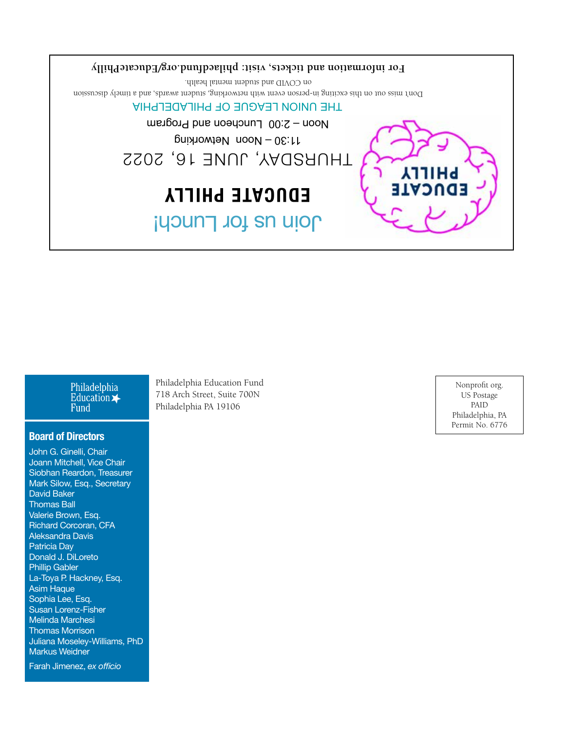# Join us for Lunch!

## EDUCATE PHILLY

THURSDAY, JUNE 16, 2022

11:30 – Noon Networking

Noon – 2:00 Luncheon and Program

THE UNION LEAGUE OF PHILADELPHIA

Don't miss out on this exciting in-person event with networking, student awards, and a timely discussion on COVID and student mental health.

**For information and tickets, visit: philadfund.org/EducatePhilly**

Philadelphia Education Fund

### Board of Directors

John G. Ginelli, Chair
Joann Mitchell, Vice Chair
Siobhan Reardon, Treasurer
Mark Silow, Esq., Secretary
David Baker
Thomas Ball
Valerie Brown, Esq.
Richard Corcoran, CFA
Aleksandra Davis
Patricia Day
Donald J. DiLoreto
Phillip Gabler
La-Toya P. Hackney, Esq.
Asim Haque
Sophia Lee, Esq.
Susan Lorenz-Fisher
Melinda Marchesi
Thomas Morrison
Juliana Moseley-Williams, PhD
Markus Weidner

Farah Jimenez, *ex officio*

Philadelphia Education Fund
718 Arch Street, Suite 700N
Philadelphia PA 19106

Nonprofit org.
US Postage
PAID
Philadelphia, PA
Permit No. 6776